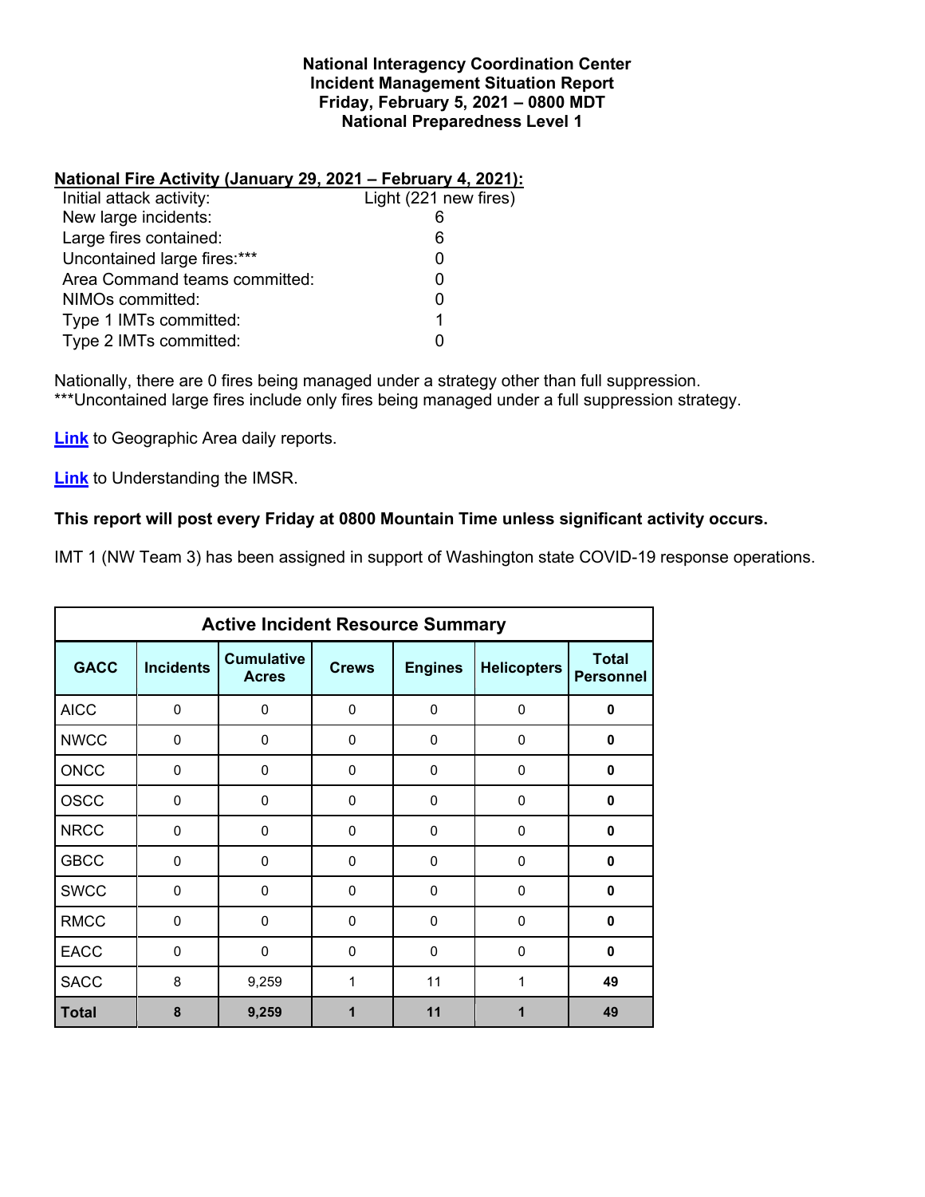**National Interagency Coordination Center**
**Incident Management Situation Report**
**Friday, February 5, 2021 – 0800 MDT**
**National Preparedness Level 1**

**National Fire Activity (January 29, 2021 – February 4, 2021):**

| | |
|---|---|
| Initial attack activity: | Light (221 new fires) |
| New large incidents: | 6 |
| Large fires contained: | 6 |
| Uncontained large fires:*** | 0 |
| Area Command teams committed: | 0 |
| NIMOs committed: | 0 |
| Type 1 IMTs committed: | 1 |
| Type 2 IMTs committed: | 0 |

Nationally, there are 0 fires being managed under a strategy other than full suppression.
***Uncontained large fires include only fires being managed under a full suppression strategy.

**Link** to Geographic Area daily reports.

**Link** to Understanding the IMSR.

**This report will post every Friday at 0800 Mountain Time unless significant activity occurs.**

IMT 1 (NW Team 3) has been assigned in support of Washington state COVID-19 response operations.

**Active Incident Resource Summary**

| GACC | Incidents | Cumulative Acres | Crews | Engines | Helicopters | Total Personnel |
|---|---|---|---|---|---|---|
| AICC | 0 | 0 | 0 | 0 | 0 | **0** |
| NWCC | 0 | 0 | 0 | 0 | 0 | **0** |
| ONCC | 0 | 0 | 0 | 0 | 0 | **0** |
| OSCC | 0 | 0 | 0 | 0 | 0 | **0** |
| NRCC | 0 | 0 | 0 | 0 | 0 | **0** |
| GBCC | 0 | 0 | 0 | 0 | 0 | **0** |
| SWCC | 0 | 0 | 0 | 0 | 0 | **0** |
| RMCC | 0 | 0 | 0 | 0 | 0 | **0** |
| EACC | 0 | 0 | 0 | 0 | 0 | **0** |
| SACC | 8 | 9,259 | 1 | 11 | 1 | **49** |
| **Total** | **8** | **9,259** | **1** | **11** | **1** | **49** |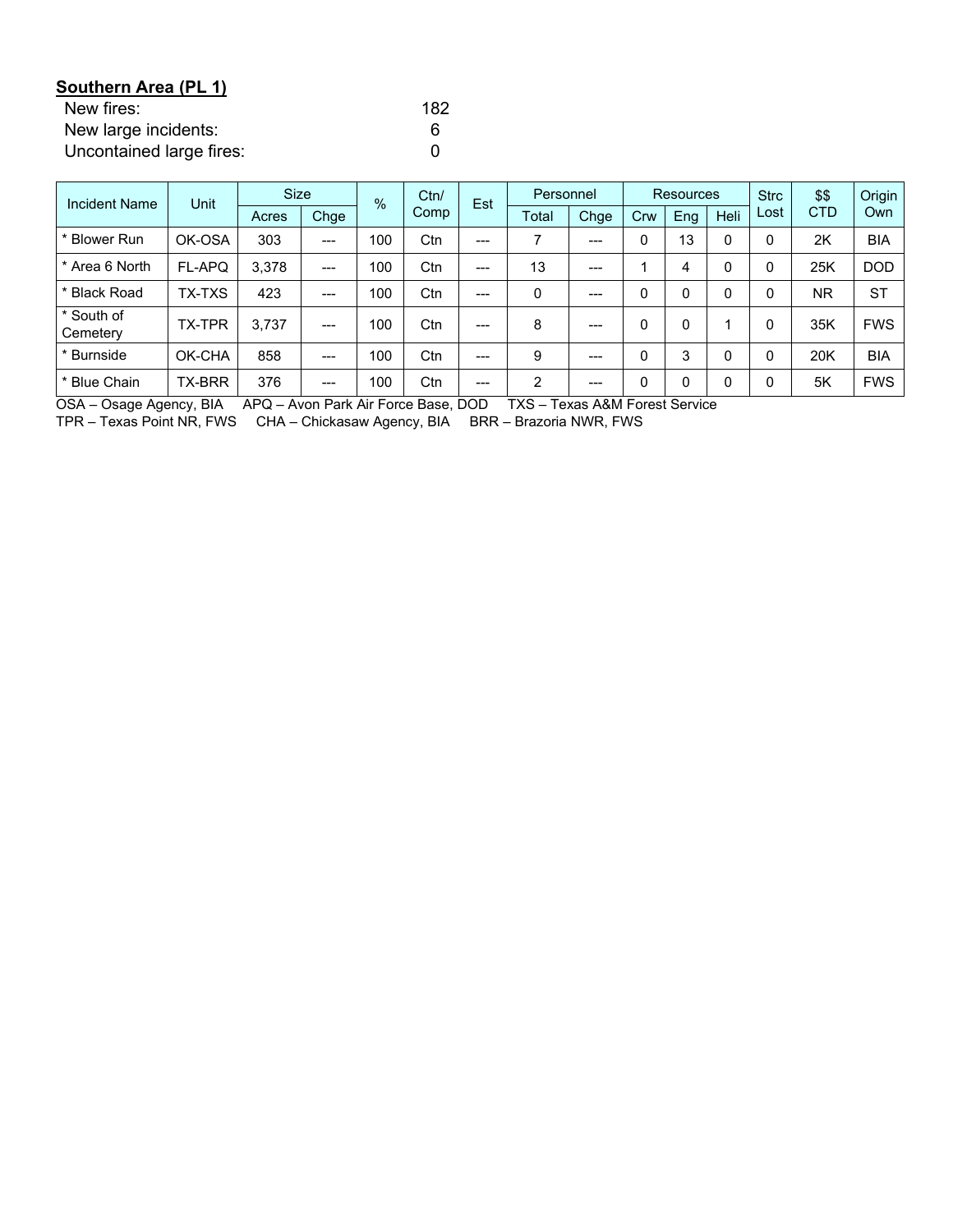**Southern Area (PL 1)**

New fires: 182
New large incidents: 6
Uncontained large fires: 0

| Incident Name | Unit | Size | | % | Ctn/ Comp | Est | Personnel | | Resources | | | Strc Lost | $$ CTD | Origin Own |
|---|---|---|---|---|---|---|---|---|---|---|---|---|---|---|
| | | Acres | Chge | | | | Total | Chge | Crw | Eng | Heli | | | |
| * Blower Run | OK-OSA | 303 | --- | 100 | Ctn | --- | 7 | --- | 0 | 13 | 0 | 0 | 2K | BIA |
| * Area 6 North | FL-APQ | 3,378 | --- | 100 | Ctn | --- | 13 | --- | 1 | 4 | 0 | 0 | 25K | DOD |
| * Black Road | TX-TXS | 423 | --- | 100 | Ctn | --- | 0 | --- | 0 | 0 | 0 | 0 | NR | ST |
| * South of Cemetery | TX-TPR | 3,737 | --- | 100 | Ctn | --- | 8 | --- | 0 | 0 | 1 | 0 | 35K | FWS |
| * Burnside | OK-CHA | 858 | --- | 100 | Ctn | --- | 9 | --- | 0 | 3 | 0 | 0 | 20K | BIA |
| * Blue Chain | TX-BRR | 376 | --- | 100 | Ctn | --- | 2 | --- | 0 | 0 | 0 | 0 | 5K | FWS |

OSA – Osage Agency, BIA APQ – Avon Park Air Force Base, DOD TXS – Texas A&M Forest Service
TPR – Texas Point NR, FWS CHA – Chickasaw Agency, BIA BRR – Brazoria NWR, FWS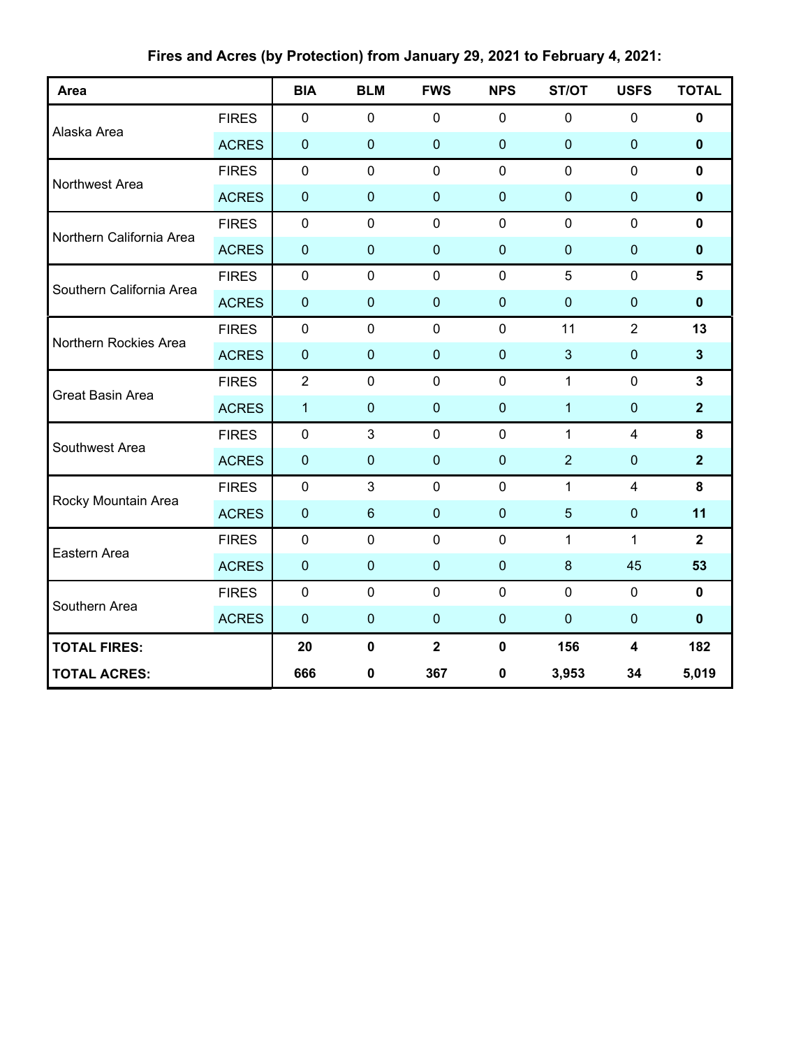**Fires and Acres (by Protection) from January 29, 2021 to February 4, 2021:**

| Area | | BIA | BLM | FWS | NPS | ST/OT | USFS | TOTAL |
|---|---|---|---|---|---|---|---|---|
| Alaska Area | FIRES | 0 | 0 | 0 | 0 | 0 | 0 | **0** |
| | ACRES | 0 | 0 | 0 | 0 | 0 | 0 | **0** |
| Northwest Area | FIRES | 0 | 0 | 0 | 0 | 0 | 0 | **0** |
| | ACRES | 0 | 0 | 0 | 0 | 0 | 0 | **0** |
| Northern California Area | FIRES | 0 | 0 | 0 | 0 | 0 | 0 | **0** |
| | ACRES | 0 | 0 | 0 | 0 | 0 | 0 | **0** |
| Southern California Area | FIRES | 0 | 0 | 0 | 0 | 5 | 0 | **5** |
| | ACRES | 0 | 0 | 0 | 0 | 0 | 0 | **0** |
| Northern Rockies Area | FIRES | 0 | 0 | 0 | 0 | 11 | 2 | **13** |
| | ACRES | 0 | 0 | 0 | 0 | 3 | 0 | **3** |
| Great Basin Area | FIRES | 2 | 0 | 0 | 0 | 1 | 0 | **3** |
| | ACRES | 1 | 0 | 0 | 0 | 1 | 0 | **2** |
| Southwest Area | FIRES | 0 | 3 | 0 | 0 | 1 | 4 | **8** |
| | ACRES | 0 | 0 | 0 | 0 | 2 | 0 | **2** |
| Rocky Mountain Area | FIRES | 0 | 3 | 0 | 0 | 1 | 4 | **8** |
| | ACRES | 0 | 6 | 0 | 0 | 5 | 0 | **11** |
| Eastern Area | FIRES | 0 | 0 | 0 | 0 | 1 | 1 | **2** |
| | ACRES | 0 | 0 | 0 | 0 | 8 | 45 | **53** |
| Southern Area | FIRES | 0 | 0 | 0 | 0 | 0 | 0 | **0** |
| | ACRES | 0 | 0 | 0 | 0 | 0 | 0 | **0** |
| **TOTAL FIRES:** | | **20** | **0** | **2** | **0** | **156** | **4** | **182** |
| **TOTAL ACRES:** | | **666** | **0** | **367** | **0** | **3,953** | **34** | **5,019** |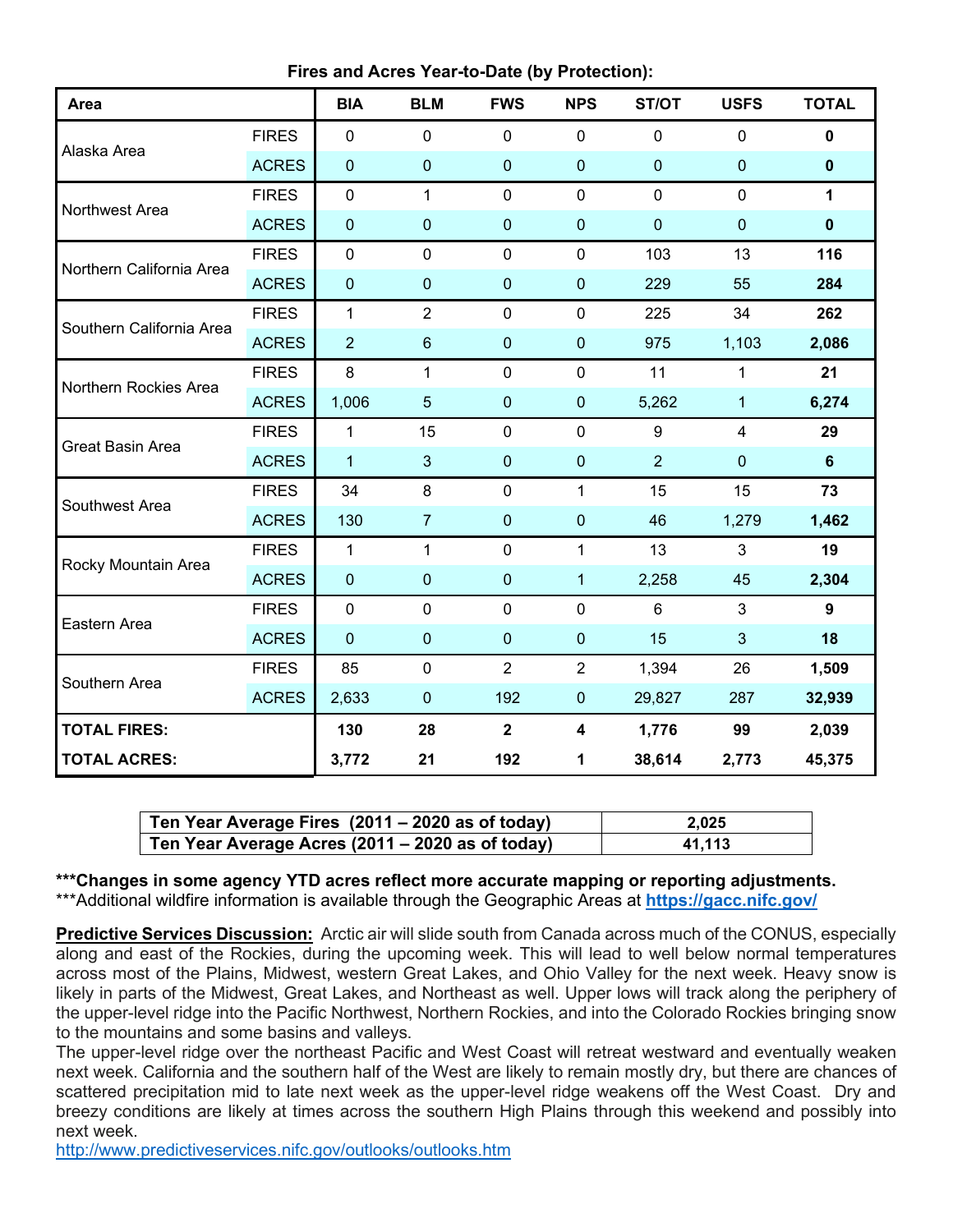**Fires and Acres Year-to-Date (by Protection):**

| Area | | BIA | BLM | FWS | NPS | ST/OT | USFS | TOTAL |
|---|---|---|---|---|---|---|---|---|
| Alaska Area | FIRES | 0 | 0 | 0 | 0 | 0 | 0 | **0** |
| | ACRES | 0 | 0 | 0 | 0 | 0 | 0 | **0** |
| Northwest Area | FIRES | 0 | 1 | 0 | 0 | 0 | 0 | **1** |
| | ACRES | 0 | 0 | 0 | 0 | 0 | 0 | **0** |
| Northern California Area | FIRES | 0 | 0 | 0 | 0 | 103 | 13 | **116** |
| | ACRES | 0 | 0 | 0 | 0 | 229 | 55 | **284** |
| Southern California Area | FIRES | 1 | 2 | 0 | 0 | 225 | 34 | **262** |
| | ACRES | 2 | 6 | 0 | 0 | 975 | 1,103 | **2,086** |
| Northern Rockies Area | FIRES | 8 | 1 | 0 | 0 | 11 | 1 | **21** |
| | ACRES | 1,006 | 5 | 0 | 0 | 5,262 | 1 | **6,274** |
| Great Basin Area | FIRES | 1 | 15 | 0 | 0 | 9 | 4 | **29** |
| | ACRES | 1 | 3 | 0 | 0 | 2 | 0 | **6** |
| Southwest Area | FIRES | 34 | 8 | 0 | 1 | 15 | 15 | **73** |
| | ACRES | 130 | 7 | 0 | 0 | 46 | 1,279 | **1,462** |
| Rocky Mountain Area | FIRES | 1 | 1 | 0 | 1 | 13 | 3 | **19** |
| | ACRES | 0 | 0 | 0 | 1 | 2,258 | 45 | **2,304** |
| Eastern Area | FIRES | 0 | 0 | 0 | 0 | 6 | 3 | **9** |
| | ACRES | 0 | 0 | 0 | 0 | 15 | 3 | **18** |
| Southern Area | FIRES | 85 | 0 | 2 | 2 | 1,394 | 26 | **1,509** |
| | ACRES | 2,633 | 0 | 192 | 0 | 29,827 | 287 | **32,939** |
| **TOTAL FIRES:** | | **130** | **28** | **2** | **4** | **1,776** | **99** | **2,039** |
| **TOTAL ACRES:** | | **3,772** | **21** | **192** | **1** | **38,614** | **2,773** | **45,375** |

| | |
|---|---|
| **Ten Year Average Fires (2011 – 2020 as of today)** | **2,025** |
| **Ten Year Average Acres (2011 – 2020 as of today)** | **41,113** |

**\*\*\*Changes in some agency YTD acres reflect more accurate mapping or reporting adjustments.**

\*\*\*Additional wildfire information is available through the Geographic Areas at **https://gacc.nifc.gov/**

**Predictive Services Discussion:** Arctic air will slide south from Canada across much of the CONUS, especially along and east of the Rockies, during the upcoming week. This will lead to well below normal temperatures across most of the Plains, Midwest, western Great Lakes, and Ohio Valley for the next week. Heavy snow is likely in parts of the Midwest, Great Lakes, and Northeast as well. Upper lows will track along the periphery of the upper-level ridge into the Pacific Northwest, Northern Rockies, and into the Colorado Rockies bringing snow to the mountains and some basins and valleys.

The upper-level ridge over the northeast Pacific and West Coast will retreat westward and eventually weaken next week. California and the southern half of the West are likely to remain mostly dry, but there are chances of scattered precipitation mid to late next week as the upper-level ridge weakens off the West Coast. Dry and breezy conditions are likely at times across the southern High Plains through this weekend and possibly into next week.

http://www.predictiveservices.nifc.gov/outlooks/outlooks.htm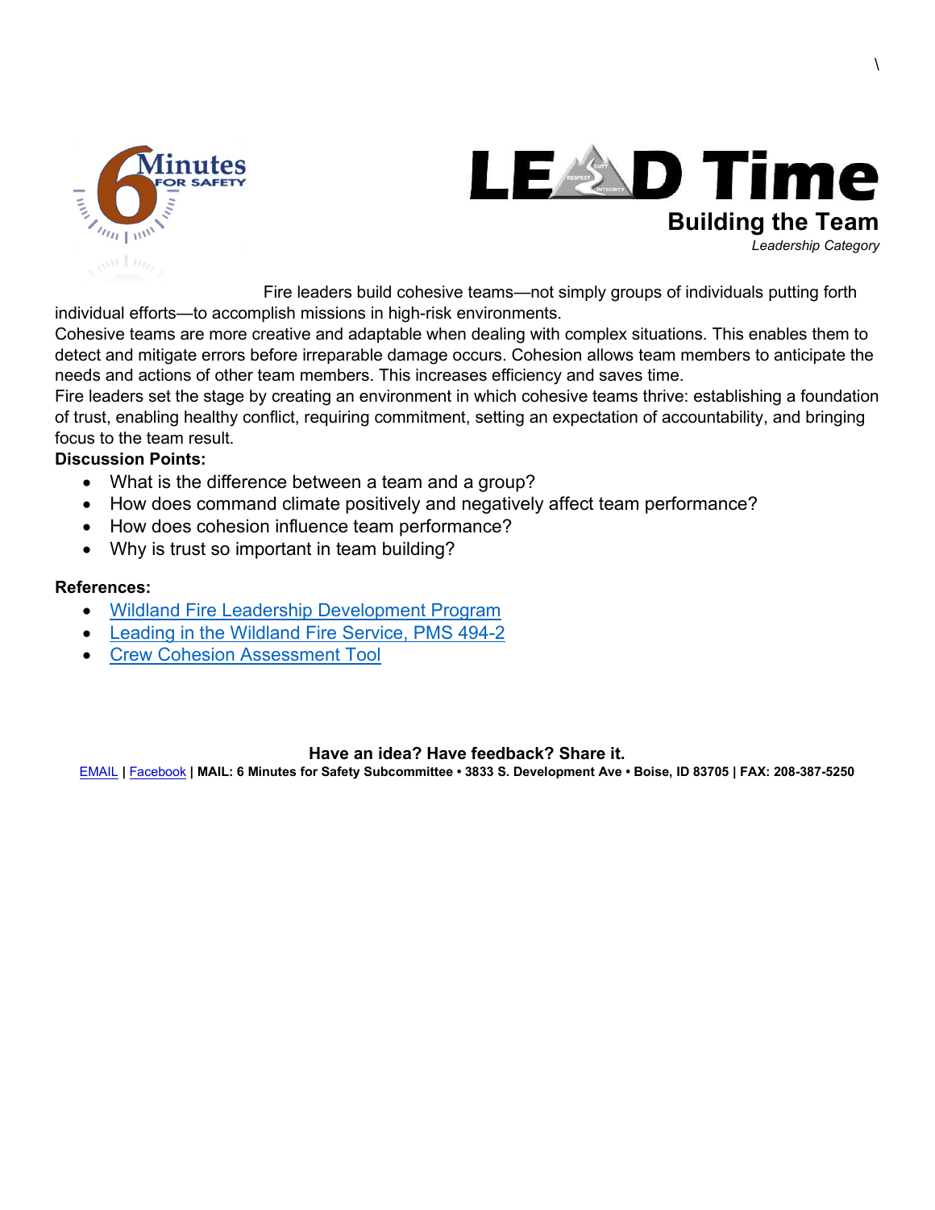# LEAD Time

## Building the Team

*Leadership Category*

Fire leaders build cohesive teams—not simply groups of individuals putting forth individual efforts—to accomplish missions in high-risk environments.

Cohesive teams are more creative and adaptable when dealing with complex situations. This enables them to detect and mitigate errors before irreparable damage occurs. Cohesion allows team members to anticipate the needs and actions of other team members. This increases efficiency and saves time.

Fire leaders set the stage by creating an environment in which cohesive teams thrive: establishing a foundation of trust, enabling healthy conflict, requiring commitment, setting an expectation of accountability, and bringing focus to the team result.

**Discussion Points:**

- What is the difference between a team and a group?
- How does command climate positively and negatively affect team performance?
- How does cohesion influence team performance?
- Why is trust so important in team building?

**References:**

- Wildland Fire Leadership Development Program
- Leading in the Wildland Fire Service, PMS 494-2
- Crew Cohesion Assessment Tool

**Have an idea? Have feedback? Share it.**

EMAIL | Facebook | **MAIL: 6 Minutes for Safety Subcommittee • 3833 S. Development Ave • Boise, ID 83705 | FAX: 208-387-5250**